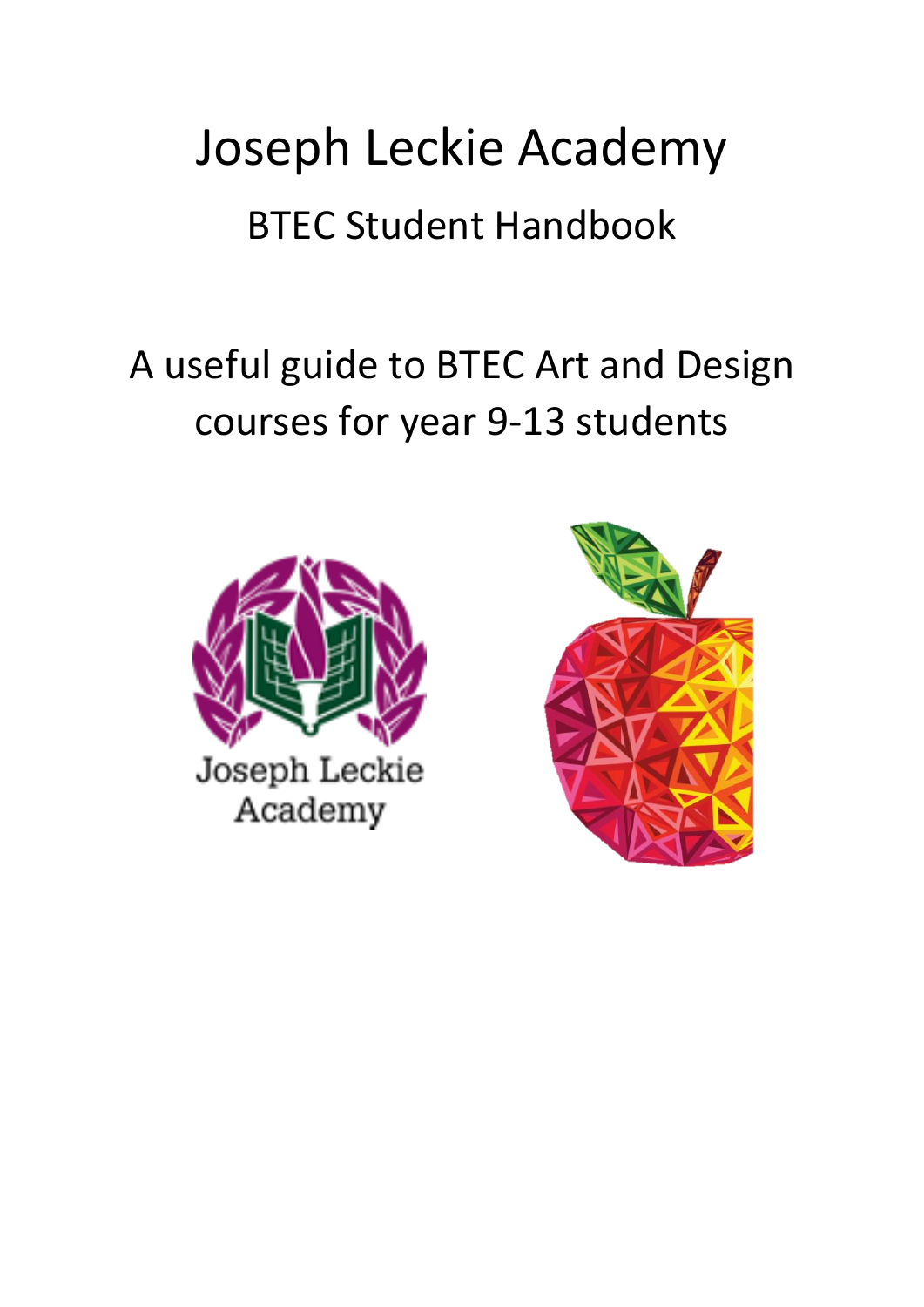# Joseph Leckie Academy

## BTEC Student Handbook

A useful guide to BTEC Art and Design courses for year 9-13 students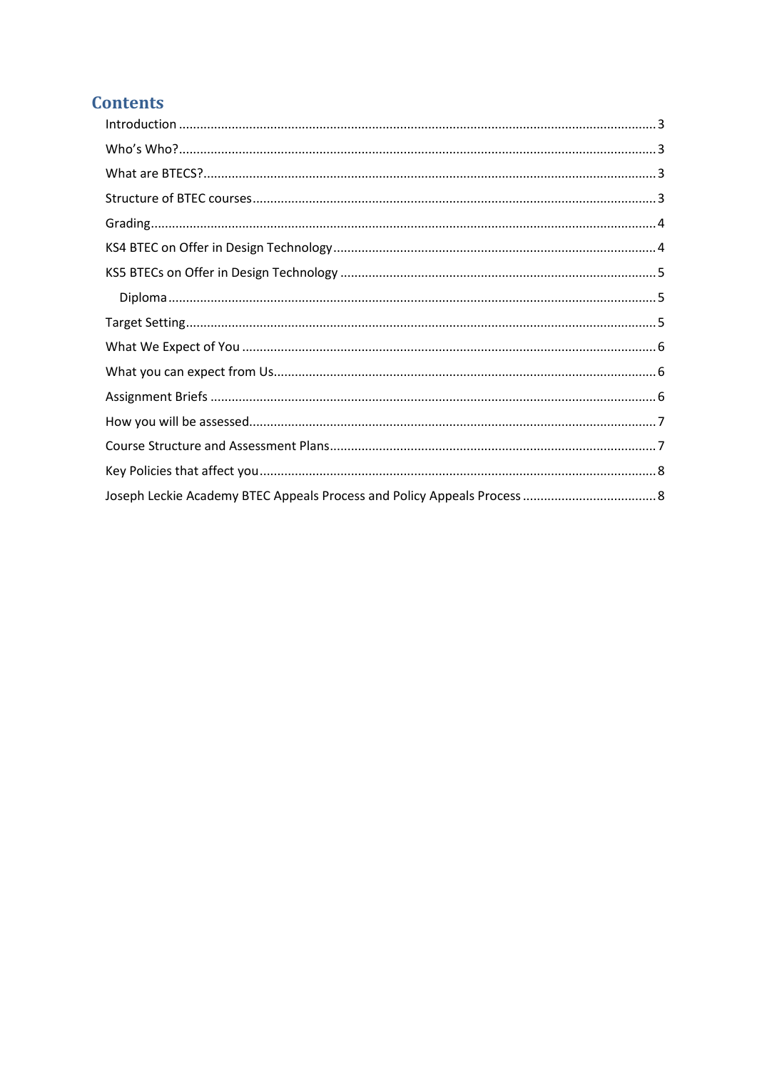# Contents

- Introduction ........ 3
- Who's Who? ........ 3
- What are BTECS? ........ 3
- Structure of BTEC courses ........ 3
- Grading ........ 4
- KS4 BTEC on Offer in Design Technology ........ 4
- KS5 BTECs on Offer in Design Technology ........ 5
  - Diploma ........ 5
- Target Setting ........ 5
- What We Expect of You ........ 6
- What you can expect from Us ........ 6
- Assignment Briefs ........ 6
- How you will be assessed ........ 7
- Course Structure and Assessment Plans ........ 7
- Key Policies that affect you ........ 8
- Joseph Leckie Academy BTEC Appeals Process and Policy Appeals Process ........ 8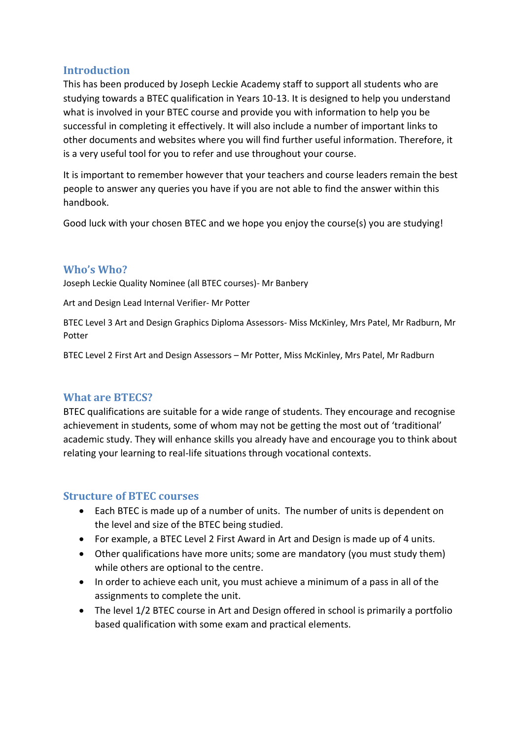## Introduction

This has been produced by Joseph Leckie Academy staff to support all students who are studying towards a BTEC qualification in Years 10-13. It is designed to help you understand what is involved in your BTEC course and provide you with information to help you be successful in completing it effectively. It will also include a number of important links to other documents and websites where you will find further useful information. Therefore, it is a very useful tool for you to refer and use throughout your course.

It is important to remember however that your teachers and course leaders remain the best people to answer any queries you have if you are not able to find the answer within this handbook.

Good luck with your chosen BTEC and we hope you enjoy the course(s) you are studying!

## Who's Who?

Joseph Leckie Quality Nominee (all BTEC courses)- Mr Banbery

Art and Design Lead Internal Verifier- Mr Potter

BTEC Level 3 Art and Design Graphics Diploma Assessors- Miss McKinley, Mrs Patel, Mr Radburn, Mr Potter

BTEC Level 2 First Art and Design Assessors – Mr Potter, Miss McKinley, Mrs Patel, Mr Radburn

## What are BTECS?

BTEC qualifications are suitable for a wide range of students. They encourage and recognise achievement in students, some of whom may not be getting the most out of 'traditional' academic study. They will enhance skills you already have and encourage you to think about relating your learning to real-life situations through vocational contexts.

## Structure of BTEC courses

- Each BTEC is made up of a number of units. The number of units is dependent on the level and size of the BTEC being studied.
- For example, a BTEC Level 2 First Award in Art and Design is made up of 4 units.
- Other qualifications have more units; some are mandatory (you must study them) while others are optional to the centre.
- In order to achieve each unit, you must achieve a minimum of a pass in all of the assignments to complete the unit.
- The level 1/2 BTEC course in Art and Design offered in school is primarily a portfolio based qualification with some exam and practical elements.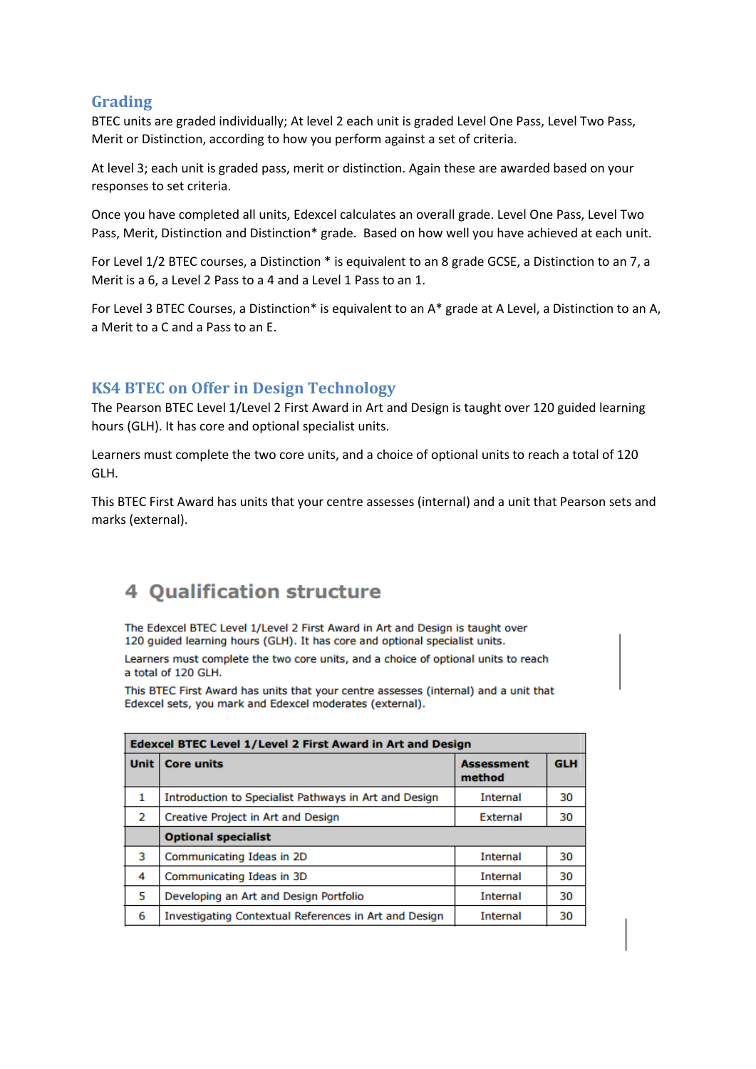## Grading

BTEC units are graded individually; At level 2 each unit is graded Level One Pass, Level Two Pass, Merit or Distinction, according to how you perform against a set of criteria.

At level 3; each unit is graded pass, merit or distinction. Again these are awarded based on your responses to set criteria.

Once you have completed all units, Edexcel calculates an overall grade. Level One Pass, Level Two Pass, Merit, Distinction and Distinction* grade. Based on how well you have achieved at each unit.

For Level 1/2 BTEC courses, a Distinction * is equivalent to an 8 grade GCSE, a Distinction to an 7, a Merit is a 6, a Level 2 Pass to a 4 and a Level 1 Pass to an 1.

For Level 3 BTEC Courses, a Distinction* is equivalent to an A* grade at A Level, a Distinction to an A, a Merit to a C and a Pass to an E.

## KS4 BTEC on Offer in Design Technology

The Pearson BTEC Level 1/Level 2 First Award in Art and Design is taught over 120 guided learning hours (GLH). It has core and optional specialist units.

Learners must complete the two core units, and a choice of optional units to reach a total of 120 GLH.

This BTEC First Award has units that your centre assesses (internal) and a unit that Pearson sets and marks (external).

# 4 Qualification structure

The Edexcel BTEC Level 1/Level 2 First Award in Art and Design is taught over 120 guided learning hours (GLH). It has core and optional specialist units.

Learners must complete the two core units, and a choice of optional units to reach a total of 120 GLH.

This BTEC First Award has units that your centre assesses (internal) and a unit that Edexcel sets, you mark and Edexcel moderates (external).

| **Edexcel BTEC Level 1/Level 2 First Award in Art and Design** | | | |
|---|---|---|---|
| **Unit** | **Core units** | **Assessment method** | **GLH** |
| 1 | Introduction to Specialist Pathways in Art and Design | Internal | 30 |
| 2 | Creative Project in Art and Design | External | 30 |
| | **Optional specialist** | | |
| 3 | Communicating Ideas in 2D | Internal | 30 |
| 4 | Communicating Ideas in 3D | Internal | 30 |
| 5 | Developing an Art and Design Portfolio | Internal | 30 |
| 6 | Investigating Contextual References in Art and Design | Internal | 30 |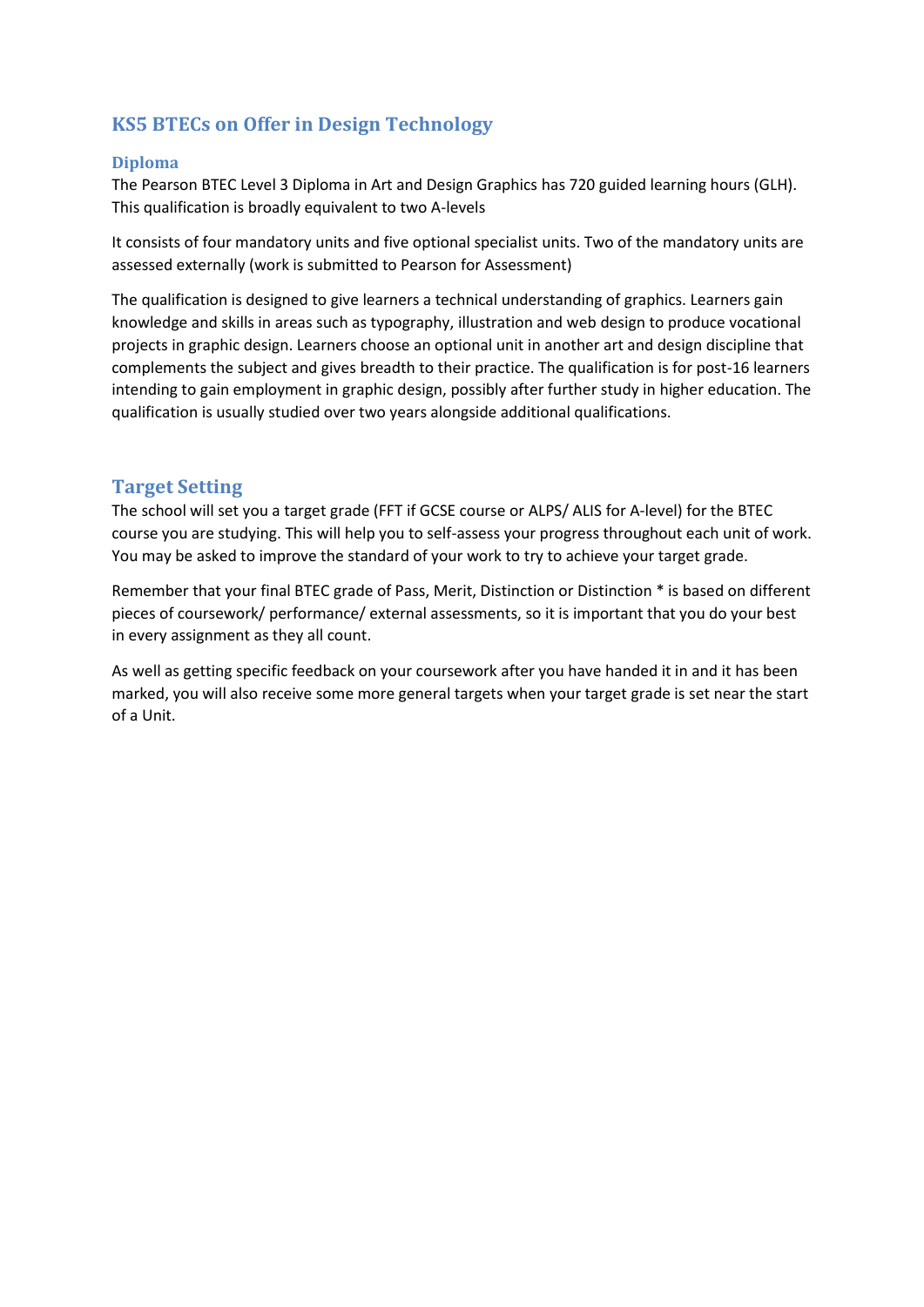## KS5 BTECs on Offer in Design Technology

### Diploma

The Pearson BTEC Level 3 Diploma in Art and Design Graphics has 720 guided learning hours (GLH). This qualification is broadly equivalent to two A-levels

It consists of four mandatory units and five optional specialist units. Two of the mandatory units are assessed externally (work is submitted to Pearson for Assessment)

The qualification is designed to give learners a technical understanding of graphics. Learners gain knowledge and skills in areas such as typography, illustration and web design to produce vocational projects in graphic design. Learners choose an optional unit in another art and design discipline that complements the subject and gives breadth to their practice. The qualification is for post-16 learners intending to gain employment in graphic design, possibly after further study in higher education. The qualification is usually studied over two years alongside additional qualifications.

## Target Setting

The school will set you a target grade (FFT if GCSE course or ALPS/ ALIS for A-level) for the BTEC course you are studying. This will help you to self-assess your progress throughout each unit of work. You may be asked to improve the standard of your work to try to achieve your target grade.

Remember that your final BTEC grade of Pass, Merit, Distinction or Distinction * is based on different pieces of coursework/ performance/ external assessments, so it is important that you do your best in every assignment as they all count.

As well as getting specific feedback on your coursework after you have handed it in and it has been marked, you will also receive some more general targets when your target grade is set near the start of a Unit.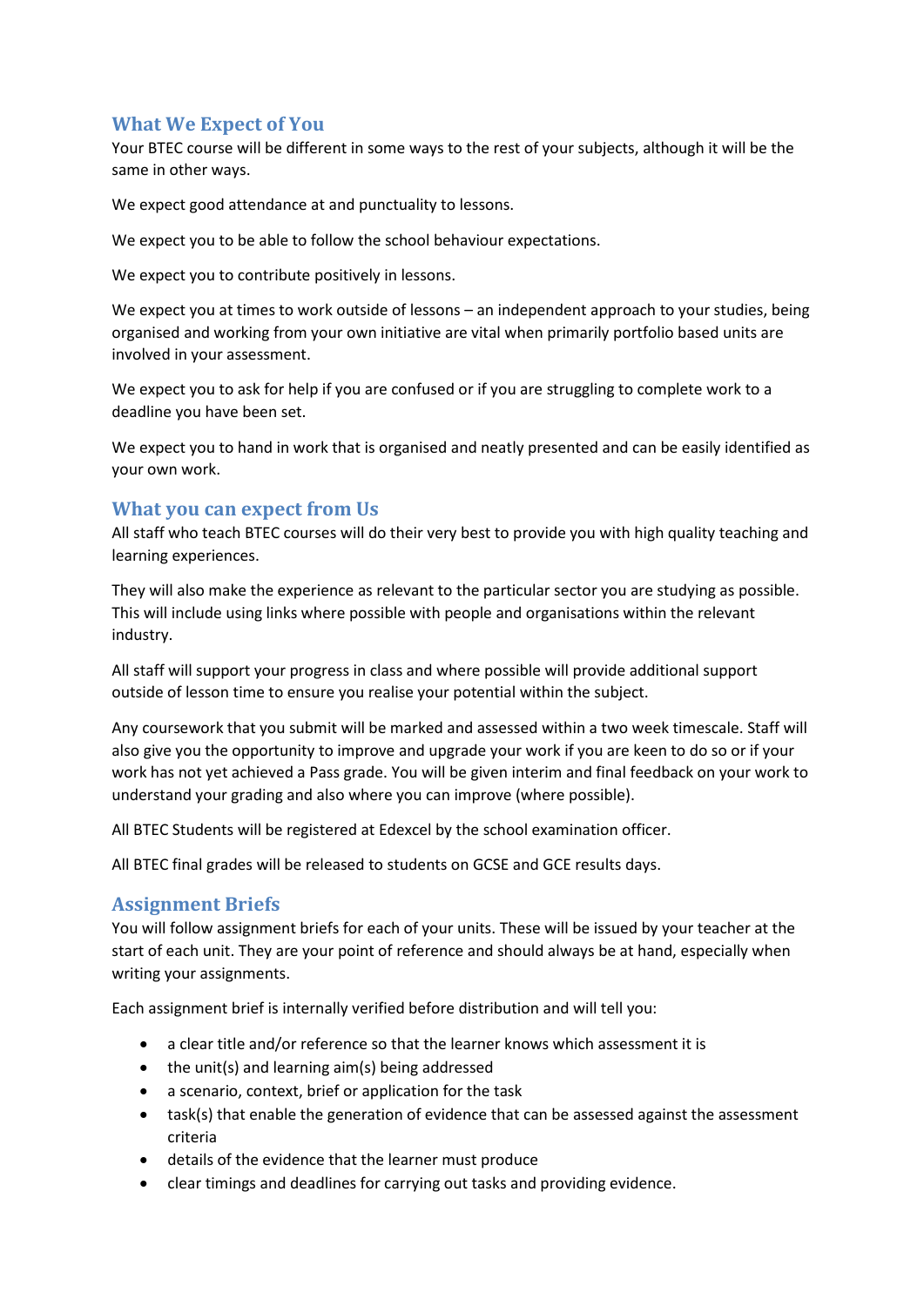## What We Expect of You

Your BTEC course will be different in some ways to the rest of your subjects, although it will be the same in other ways.

We expect good attendance at and punctuality to lessons.

We expect you to be able to follow the school behaviour expectations.

We expect you to contribute positively in lessons.

We expect you at times to work outside of lessons – an independent approach to your studies, being organised and working from your own initiative are vital when primarily portfolio based units are involved in your assessment.

We expect you to ask for help if you are confused or if you are struggling to complete work to a deadline you have been set.

We expect you to hand in work that is organised and neatly presented and can be easily identified as your own work.

## What you can expect from Us

All staff who teach BTEC courses will do their very best to provide you with high quality teaching and learning experiences.

They will also make the experience as relevant to the particular sector you are studying as possible. This will include using links where possible with people and organisations within the relevant industry.

All staff will support your progress in class and where possible will provide additional support outside of lesson time to ensure you realise your potential within the subject.

Any coursework that you submit will be marked and assessed within a two week timescale. Staff will also give you the opportunity to improve and upgrade your work if you are keen to do so or if your work has not yet achieved a Pass grade. You will be given interim and final feedback on your work to understand your grading and also where you can improve (where possible).

All BTEC Students will be registered at Edexcel by the school examination officer.

All BTEC final grades will be released to students on GCSE and GCE results days.

## Assignment Briefs

You will follow assignment briefs for each of your units. These will be issued by your teacher at the start of each unit. They are your point of reference and should always be at hand, especially when writing your assignments.

Each assignment brief is internally verified before distribution and will tell you:

- a clear title and/or reference so that the learner knows which assessment it is
- the unit(s) and learning aim(s) being addressed
- a scenario, context, brief or application for the task
- task(s) that enable the generation of evidence that can be assessed against the assessment criteria
- details of the evidence that the learner must produce
- clear timings and deadlines for carrying out tasks and providing evidence.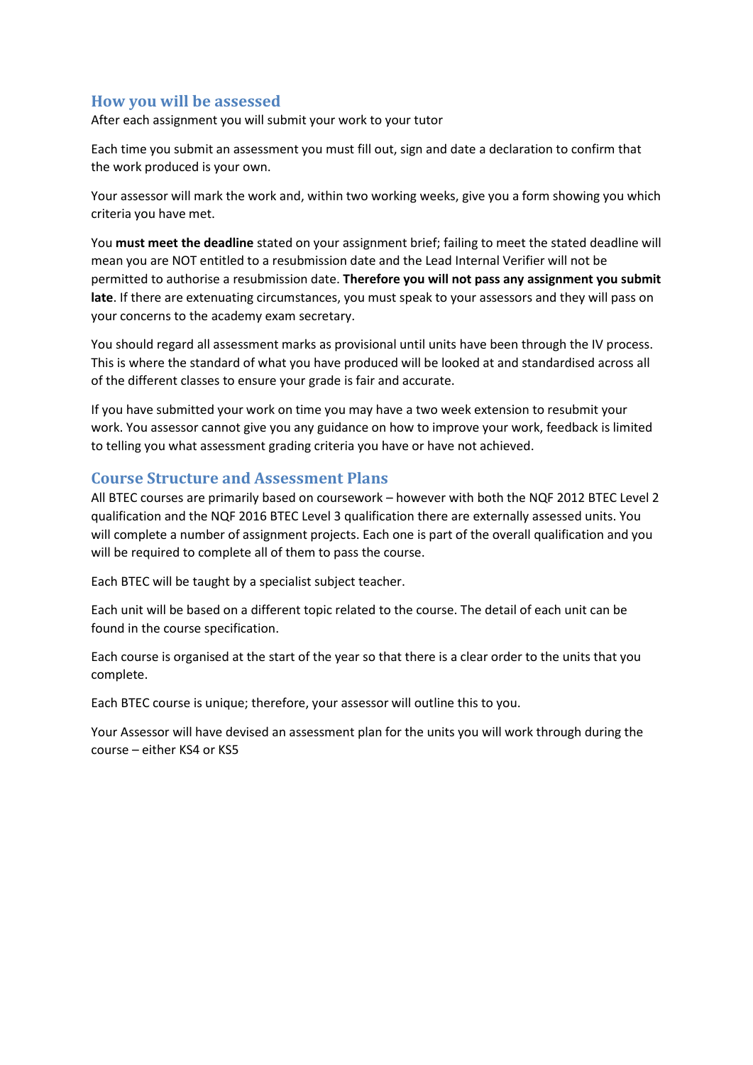## How you will be assessed

After each assignment you will submit your work to your tutor

Each time you submit an assessment you must fill out, sign and date a declaration to confirm that the work produced is your own.

Your assessor will mark the work and, within two working weeks, give you a form showing you which criteria you have met.

You **must meet the deadline** stated on your assignment brief; failing to meet the stated deadline will mean you are NOT entitled to a resubmission date and the Lead Internal Verifier will not be permitted to authorise a resubmission date. **Therefore you will not pass any assignment you submit late**. If there are extenuating circumstances, you must speak to your assessors and they will pass on your concerns to the academy exam secretary.

You should regard all assessment marks as provisional until units have been through the IV process. This is where the standard of what you have produced will be looked at and standardised across all of the different classes to ensure your grade is fair and accurate.

If you have submitted your work on time you may have a two week extension to resubmit your work. You assessor cannot give you any guidance on how to improve your work, feedback is limited to telling you what assessment grading criteria you have or have not achieved.

## Course Structure and Assessment Plans

All BTEC courses are primarily based on coursework – however with both the NQF 2012 BTEC Level 2 qualification and the NQF 2016 BTEC Level 3 qualification there are externally assessed units. You will complete a number of assignment projects. Each one is part of the overall qualification and you will be required to complete all of them to pass the course.

Each BTEC will be taught by a specialist subject teacher.

Each unit will be based on a different topic related to the course. The detail of each unit can be found in the course specification.

Each course is organised at the start of the year so that there is a clear order to the units that you complete.

Each BTEC course is unique; therefore, your assessor will outline this to you.

Your Assessor will have devised an assessment plan for the units you will work through during the course – either KS4 or KS5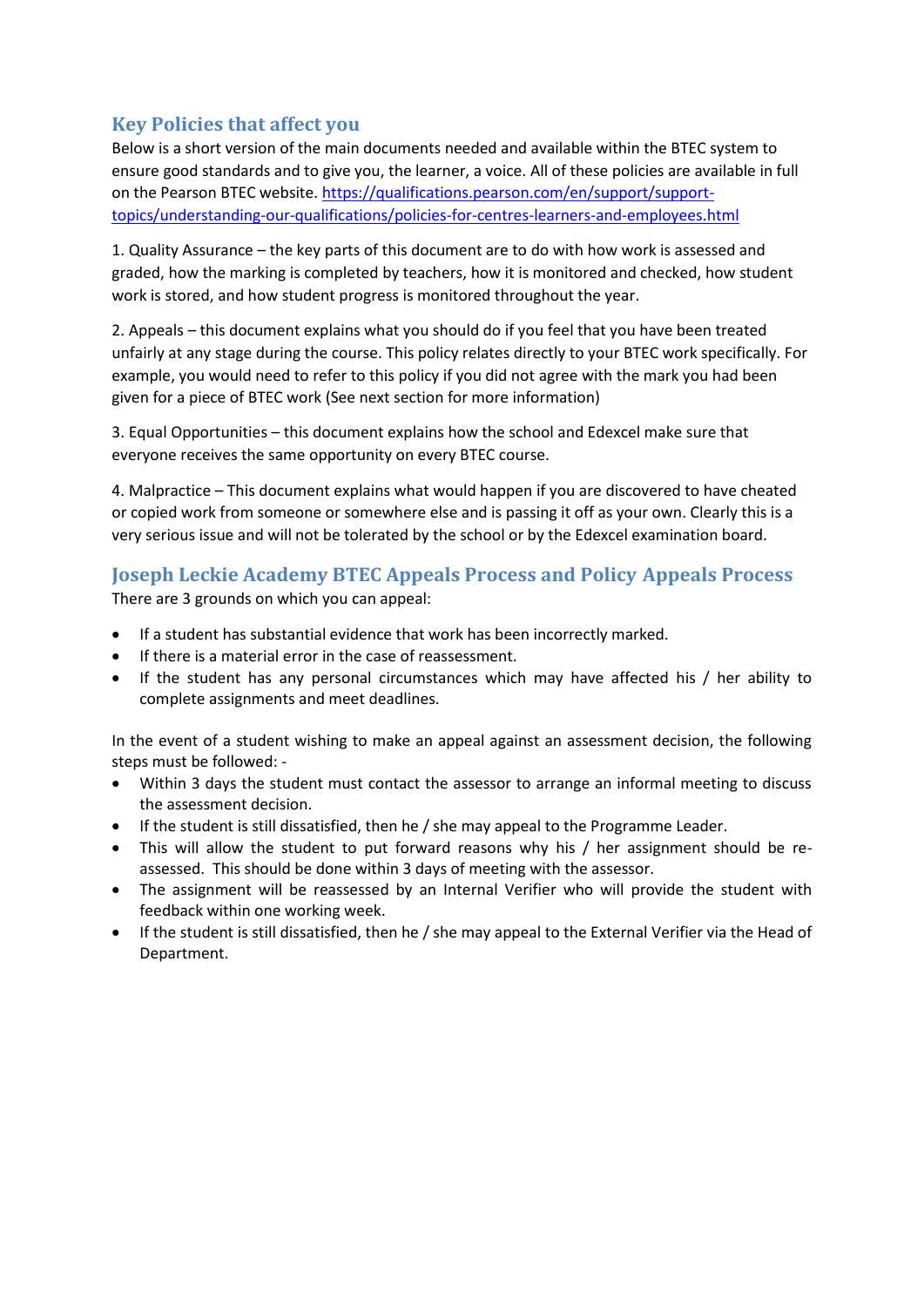## Key Policies that affect you

Below is a short version of the main documents needed and available within the BTEC system to ensure good standards and to give you, the learner, a voice. All of these policies are available in full on the Pearson BTEC website. [https://qualifications.pearson.com/en/support/support-topics/understanding-our-qualifications/policies-for-centres-learners-and-employees.html](https://qualifications.pearson.com/en/support/support-topics/understanding-our-qualifications/policies-for-centres-learners-and-employees.html)

1. Quality Assurance – the key parts of this document are to do with how work is assessed and graded, how the marking is completed by teachers, how it is monitored and checked, how student work is stored, and how student progress is monitored throughout the year.

2. Appeals – this document explains what you should do if you feel that you have been treated unfairly at any stage during the course. This policy relates directly to your BTEC work specifically. For example, you would need to refer to this policy if you did not agree with the mark you had been given for a piece of BTEC work (See next section for more information)

3. Equal Opportunities – this document explains how the school and Edexcel make sure that everyone receives the same opportunity on every BTEC course.

4. Malpractice – This document explains what would happen if you are discovered to have cheated or copied work from someone or somewhere else and is passing it off as your own. Clearly this is a very serious issue and will not be tolerated by the school or by the Edexcel examination board.

## Joseph Leckie Academy BTEC Appeals Process and Policy Appeals Process

There are 3 grounds on which you can appeal:

- If a student has substantial evidence that work has been incorrectly marked.
- If there is a material error in the case of reassessment.
- If the student has any personal circumstances which may have affected his / her ability to complete assignments and meet deadlines.

In the event of a student wishing to make an appeal against an assessment decision, the following steps must be followed: -

- Within 3 days the student must contact the assessor to arrange an informal meeting to discuss the assessment decision.
- If the student is still dissatisfied, then he / she may appeal to the Programme Leader.
- This will allow the student to put forward reasons why his / her assignment should be re-assessed. This should be done within 3 days of meeting with the assessor.
- The assignment will be reassessed by an Internal Verifier who will provide the student with feedback within one working week.
- If the student is still dissatisfied, then he / she may appeal to the External Verifier via the Head of Department.